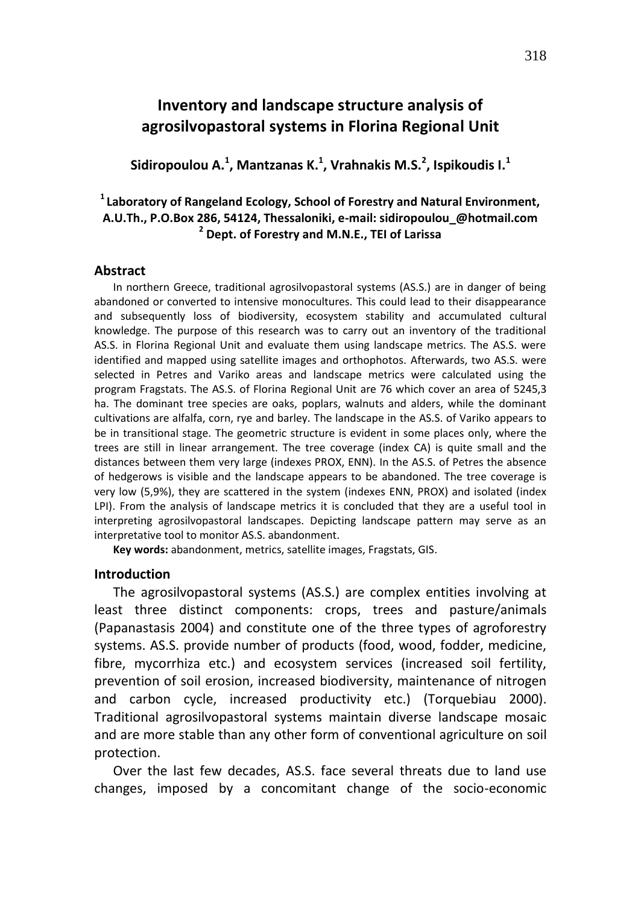# Inventory and landscape structure analysis of agrosilvopastoral systems in Florina Regional Unit

**Sidiropoulou A.[1], Mantzanas K.[1], Vrahnakis M.S.[2], Ispikoudis I.[1]**

**[1] Laboratory of Rangeland Ecology, School of Forestry and Natural Environment, A.U.Th., P.O.Box 286, 54124, Thessaloniki, e-mail: sidiropoulou_@hotmail.com**
**[2] Dept. of Forestry and M.N.E., TEI of Larissa**

## Abstract

In northern Greece, traditional agrosilvopastoral systems (AS.S.) are in danger of being abandoned or converted to intensive monocultures. This could lead to their disappearance and subsequently loss of biodiversity, ecosystem stability and accumulated cultural knowledge. The purpose of this research was to carry out an inventory of the traditional AS.S. in Florina Regional Unit and evaluate them using landscape metrics. The AS.S. were identified and mapped using satellite images and orthophotos. Afterwards, two AS.S. were selected in Petres and Variko areas and landscape metrics were calculated using the program Fragstats. The AS.S. of Florina Regional Unit are 76 which cover an area of 5245,3 ha. The dominant tree species are oaks, poplars, walnuts and alders, while the dominant cultivations are alfalfa, corn, rye and barley. The landscape in the AS.S. of Variko appears to be in transitional stage. The geometric structure is evident in some places only, where the trees are still in linear arrangement. The tree coverage (index CA) is quite small and the distances between them very large (indexes PROX, ENN). In the AS.S. of Petres the absence of hedgerows is visible and the landscape appears to be abandoned. The tree coverage is very low (5,9%), they are scattered in the system (indexes ENN, PROX) and isolated (index LPI). From the analysis of landscape metrics it is concluded that they are a useful tool in interpreting agrosilvopastoral landscapes. Depicting landscape pattern may serve as an interpretative tool to monitor AS.S. abandonment.

**Key words:** abandonment, metrics, satellite images, Fragstats, GIS.

## Introduction

The agrosilvopastoral systems (AS.S.) are complex entities involving at least three distinct components: crops, trees and pasture/animals (Papanastasis 2004) and constitute one of the three types of agroforestry systems. AS.S. provide number of products (food, wood, fodder, medicine, fibre, mycorrhiza etc.) and ecosystem services (increased soil fertility, prevention of soil erosion, increased biodiversity, maintenance of nitrogen and carbon cycle, increased productivity etc.) (Torquebiau 2000). Traditional agrosilvopastoral systems maintain diverse landscape mosaic and are more stable than any other form of conventional agriculture on soil protection.

Over the last few decades, AS.S. face several threats due to land use changes, imposed by a concomitant change of the socio-economic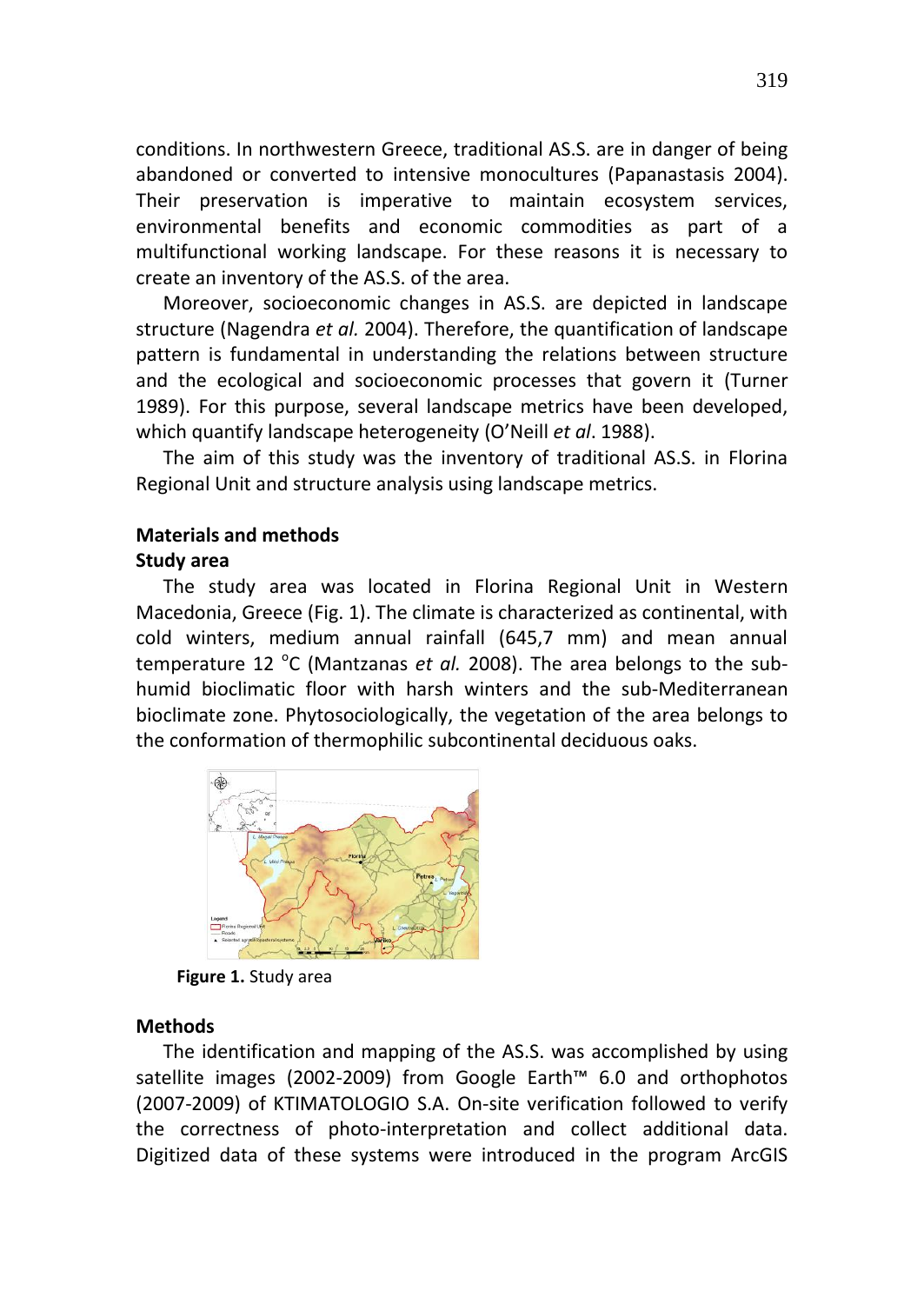conditions. In northwestern Greece, traditional AS.S. are in danger of being abandoned or converted to intensive monocultures (Papanastasis 2004). Their preservation is imperative to maintain ecosystem services, environmental benefits and economic commodities as part of a multifunctional working landscape. For these reasons it is necessary to create an inventory of the AS.S. of the area.

Moreover, socioeconomic changes in AS.S. are depicted in landscape structure (Nagendra *et al.* 2004). Therefore, the quantification of landscape pattern is fundamental in understanding the relations between structure and the ecological and socioeconomic processes that govern it (Turner 1989). For this purpose, several landscape metrics have been developed, which quantify landscape heterogeneity (O'Neill *et al*. 1988).

The aim of this study was the inventory of traditional AS.S. in Florina Regional Unit and structure analysis using landscape metrics.

## Materials and methods

### Study area

The study area was located in Florina Regional Unit in Western Macedonia, Greece (Fig. 1). The climate is characterized as continental, with cold winters, medium annual rainfall (645,7 mm) and mean annual temperature 12 °C (Mantzanas *et al.* 2008). The area belongs to the sub-humid bioclimatic floor with harsh winters and the sub-Mediterranean bioclimate zone. Phytosociologically, the vegetation of the area belongs to the conformation of thermophilic subcontinental deciduous oaks.

**Figure 1.** Study area

### Methods

The identification and mapping of the AS.S. was accomplished by using satellite images (2002-2009) from Google Earth™ 6.0 and orthophotos (2007-2009) of KTIMATOLOGIO S.A. On-site verification followed to verify the correctness of photo-interpretation and collect additional data. Digitized data of these systems were introduced in the program ArcGIS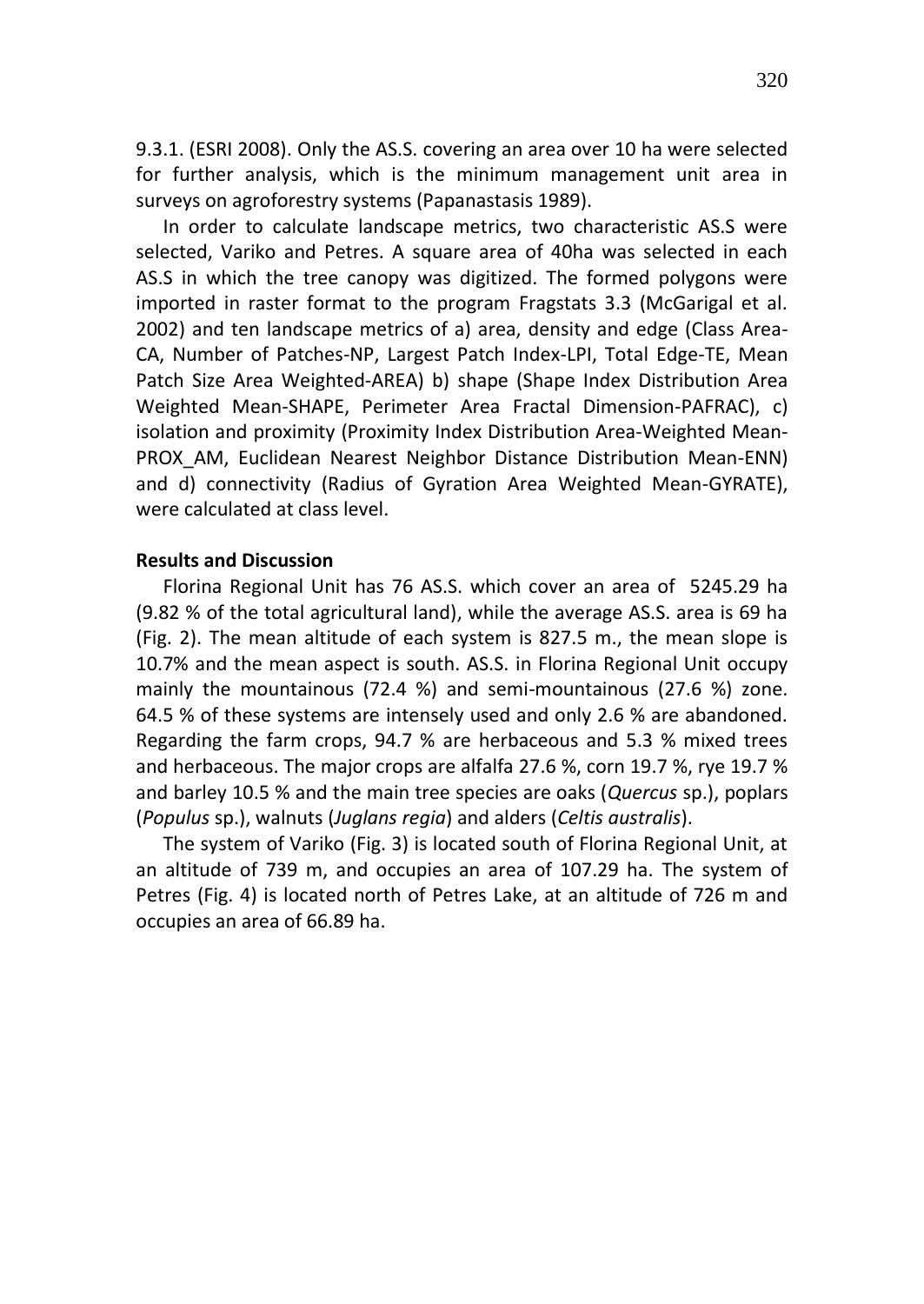9.3.1. (ESRI 2008). Only the AS.S. covering an area over 10 ha were selected for further analysis, which is the minimum management unit area in surveys on agroforestry systems (Papanastasis 1989).

In order to calculate landscape metrics, two characteristic AS.S were selected, Variko and Petres. A square area of 40ha was selected in each AS.S in which the tree canopy was digitized. The formed polygons were imported in raster format to the program Fragstats 3.3 (McGarigal et al. 2002) and ten landscape metrics of a) area, density and edge (Class Area-CA, Number of Patches-NP, Largest Patch Index-LPI, Total Edge-TE, Mean Patch Size Area Weighted-AREA) b) shape (Shape Index Distribution Area Weighted Mean-SHAPE, Perimeter Area Fractal Dimension-PAFRAC), c) isolation and proximity (Proximity Index Distribution Area-Weighted Mean-PROX_AM, Euclidean Nearest Neighbor Distance Distribution Mean-ENN) and d) connectivity (Radius of Gyration Area Weighted Mean-GYRATE), were calculated at class level.

**Results and Discussion**

Florina Regional Unit has 76 AS.S. which cover an area of 5245.29 ha (9.82 % of the total agricultural land), while the average AS.S. area is 69 ha (Fig. 2). The mean altitude of each system is 827.5 m., the mean slope is 10.7% and the mean aspect is south. AS.S. in Florina Regional Unit occupy mainly the mountainous (72.4 %) and semi-mountainous (27.6 %) zone. 64.5 % of these systems are intensely used and only 2.6 % are abandoned. Regarding the farm crops, 94.7 % are herbaceous and 5.3 % mixed trees and herbaceous. The major crops are alfalfa 27.6 %, corn 19.7 %, rye 19.7 % and barley 10.5 % and the main tree species are oaks (*Quercus* sp.), poplars (*Populus* sp.), walnuts (*Juglans regia*) and alders (*Celtis australis*).

The system of Variko (Fig. 3) is located south of Florina Regional Unit, at an altitude of 739 m, and occupies an area of 107.29 ha. The system of Petres (Fig. 4) is located north of Petres Lake, at an altitude of 726 m and occupies an area of 66.89 ha.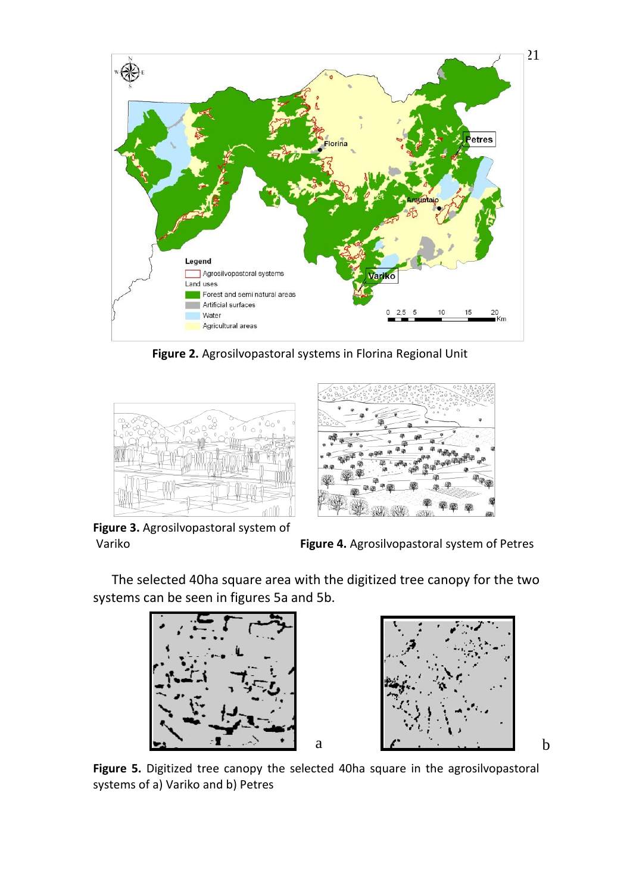**Figure 2.** Agrosilvopastoral systems in Florina Regional Unit

**Figure 3.** Agrosilvopastoral system of Variko

**Figure 4.** Agrosilvopastoral system of Petres

The selected 40ha square area with the digitized tree canopy for the two systems can be seen in figures 5a and 5b.

**Figure 5.** Digitized tree canopy the selected 40ha square in the agrosilvopastoral systems of a) Variko and b) Petres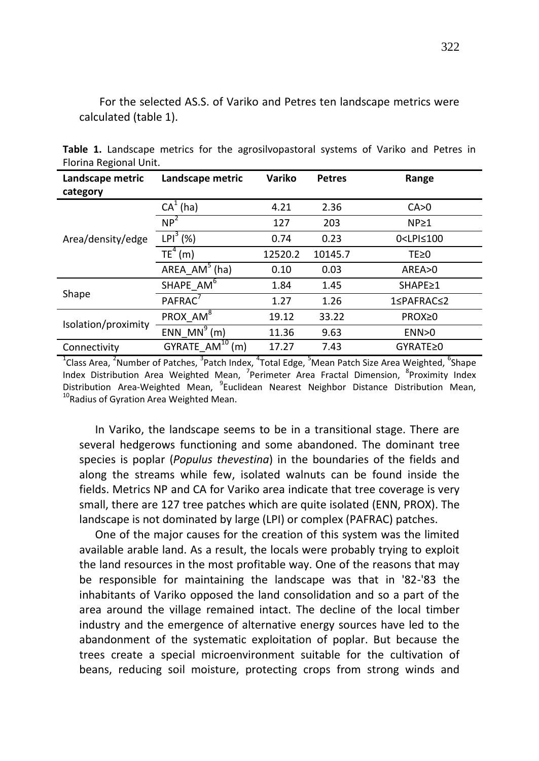For the selected AS.S. of Variko and Petres ten landscape metrics were calculated (table 1).

**Table 1.** Landscape metrics for the agrosilvopastoral systems of Variko and Petres in Florina Regional Unit.

| Landscape metric category | Landscape metric | Variko | Petres | Range |
|---|---|---|---|---|
| Area/density/edge | CA[1] (ha) | 4.21 | 2.36 | CA>0 |
| | NP[2] | 127 | 203 | NP≥1 |
| | LPI[3] (%) | 0.74 | 0.23 | 0<LPI≤100 |
| | TE[4] (m) | 12520.2 | 10145.7 | TE≥0 |
| | AREA_AM[5] (ha) | 0.10 | 0.03 | AREA>0 |
| Shape | SHAPE_AM[6] | 1.84 | 1.45 | SHAPE≥1 |
| | PAFRAC[7] | 1.27 | 1.26 | 1≤PAFRAC≤2 |
| Isolation/proximity | PROX_AM[8] | 19.12 | 33.22 | PROX≥0 |
| | ENN_MN[9] (m) | 11.36 | 9.63 | ENN>0 |
| Connectivity | GYRATE_AM[10] (m) | 17.27 | 7.43 | GYRATE≥0 |

[1]Class Area, [2]Number of Patches, [3]Patch Index, [4]Total Edge, [5]Mean Patch Size Area Weighted, [6]Shape Index Distribution Area Weighted Mean, [7]Perimeter Area Fractal Dimension, [8]Proximity Index Distribution Area-Weighted Mean, [9]Euclidean Nearest Neighbor Distance Distribution Mean, [10]Radius of Gyration Area Weighted Mean.

In Variko, the landscape seems to be in a transitional stage. There are several hedgerows functioning and some abandoned. The dominant tree species is poplar (*Populus thevestina*) in the boundaries of the fields and along the streams while few, isolated walnuts can be found inside the fields. Metrics NP and CA for Variko area indicate that tree coverage is very small, there are 127 tree patches which are quite isolated (ENN, PROX). The landscape is not dominated by large (LPI) or complex (PAFRAC) patches.

One of the major causes for the creation of this system was the limited available arable land. As a result, the locals were probably trying to exploit the land resources in the most profitable way. One of the reasons that may be responsible for maintaining the landscape was that in '82-'83 the inhabitants of Variko opposed the land consolidation and so a part of the area around the village remained intact. The decline of the local timber industry and the emergence of alternative energy sources have led to the abandonment of the systematic exploitation of poplar. But because the trees create a special microenvironment suitable for the cultivation of beans, reducing soil moisture, protecting crops from strong winds and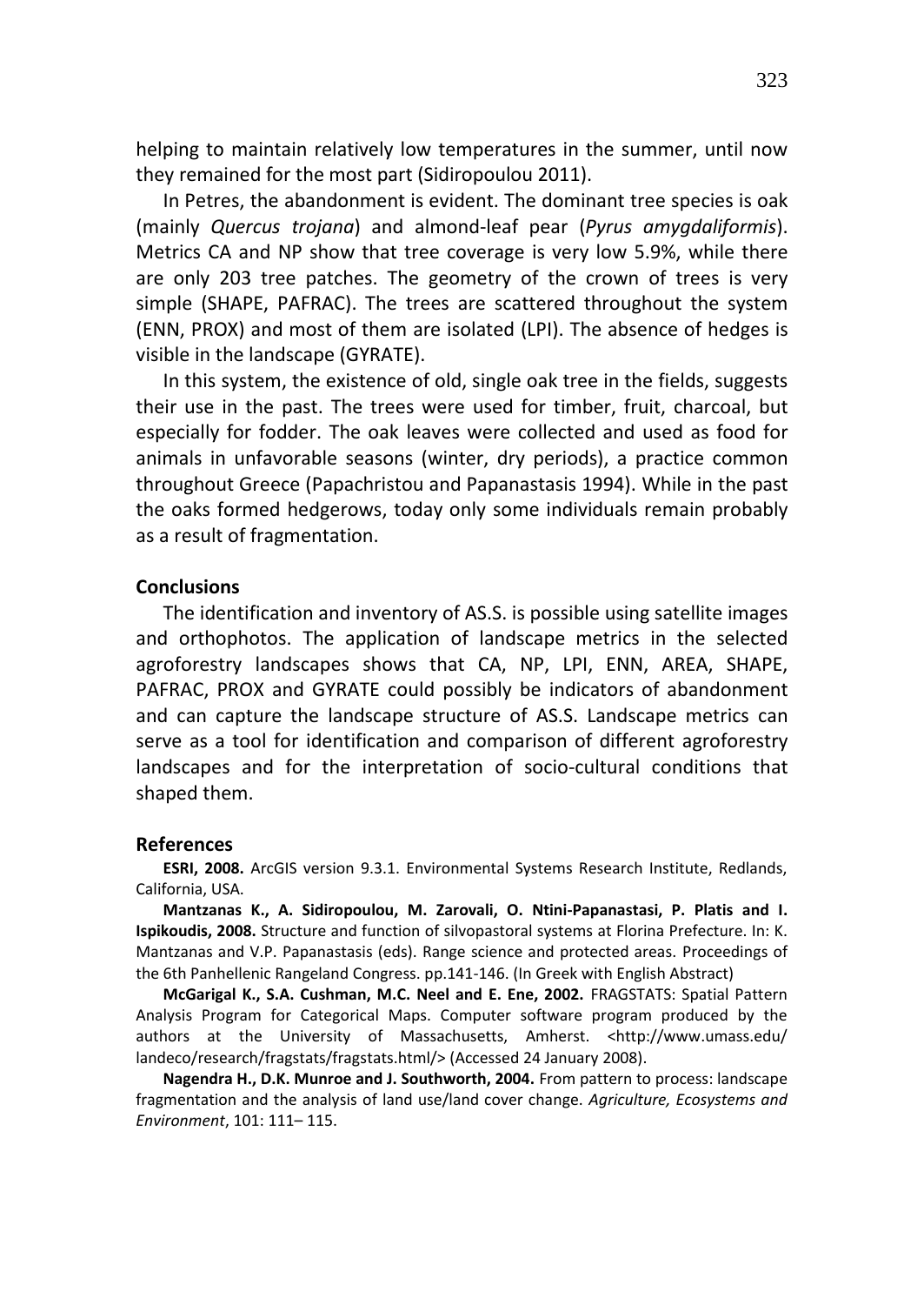helping to maintain relatively low temperatures in the summer, until now they remained for the most part (Sidiropoulou 2011).

In Petres, the abandonment is evident. The dominant tree species is oak (mainly *Quercus trojana*) and almond-leaf pear (*Pyrus amygdaliformis*). Metrics CA and NP show that tree coverage is very low 5.9%, while there are only 203 tree patches. The geometry of the crown of trees is very simple (SHAPE, PAFRAC). The trees are scattered throughout the system (ENN, PROX) and most of them are isolated (LPI). The absence of hedges is visible in the landscape (GYRATE).

In this system, the existence of old, single oak tree in the fields, suggests their use in the past. The trees were used for timber, fruit, charcoal, but especially for fodder. The oak leaves were collected and used as food for animals in unfavorable seasons (winter, dry periods), a practice common throughout Greece (Papachristou and Papanastasis 1994). While in the past the oaks formed hedgerows, today only some individuals remain probably as a result of fragmentation.

## Conclusions

The identification and inventory of AS.S. is possible using satellite images and orthophotos. The application of landscape metrics in the selected agroforestry landscapes shows that CA, NP, LPI, ENN, AREA, SHAPE, PAFRAC, PROX and GYRATE could possibly be indicators of abandonment and can capture the landscape structure of AS.S. Landscape metrics can serve as a tool for identification and comparison of different agroforestry landscapes and for the interpretation of socio-cultural conditions that shaped them.

## References

**ESRI, 2008.** ArcGIS version 9.3.1. Environmental Systems Research Institute, Redlands, California, USA.

**Mantzanas K., A. Sidiropoulou, M. Zarovali, O. Ntini-Papanastasi, P. Platis and I. Ispikoudis, 2008.** Structure and function of silvopastoral systems at Florina Prefecture. In: K. Mantzanas and V.P. Papanastasis (eds). Range science and protected areas. Proceedings of the 6th Panhellenic Rangeland Congress. pp.141-146. (In Greek with English Abstract)

**McGarigal K., S.A. Cushman, M.C. Neel and E. Ene, 2002.** FRAGSTATS: Spatial Pattern Analysis Program for Categorical Maps. Computer software program produced by the authors at the University of Massachusetts, Amherst. <http://www.umass.edu/landeco/research/fragstats/fragstats.html/> (Accessed 24 January 2008).

**Nagendra H., D.K. Munroe and J. Southworth, 2004.** From pattern to process: landscape fragmentation and the analysis of land use/land cover change. *Agriculture, Ecosystems and Environment*, 101: 111– 115.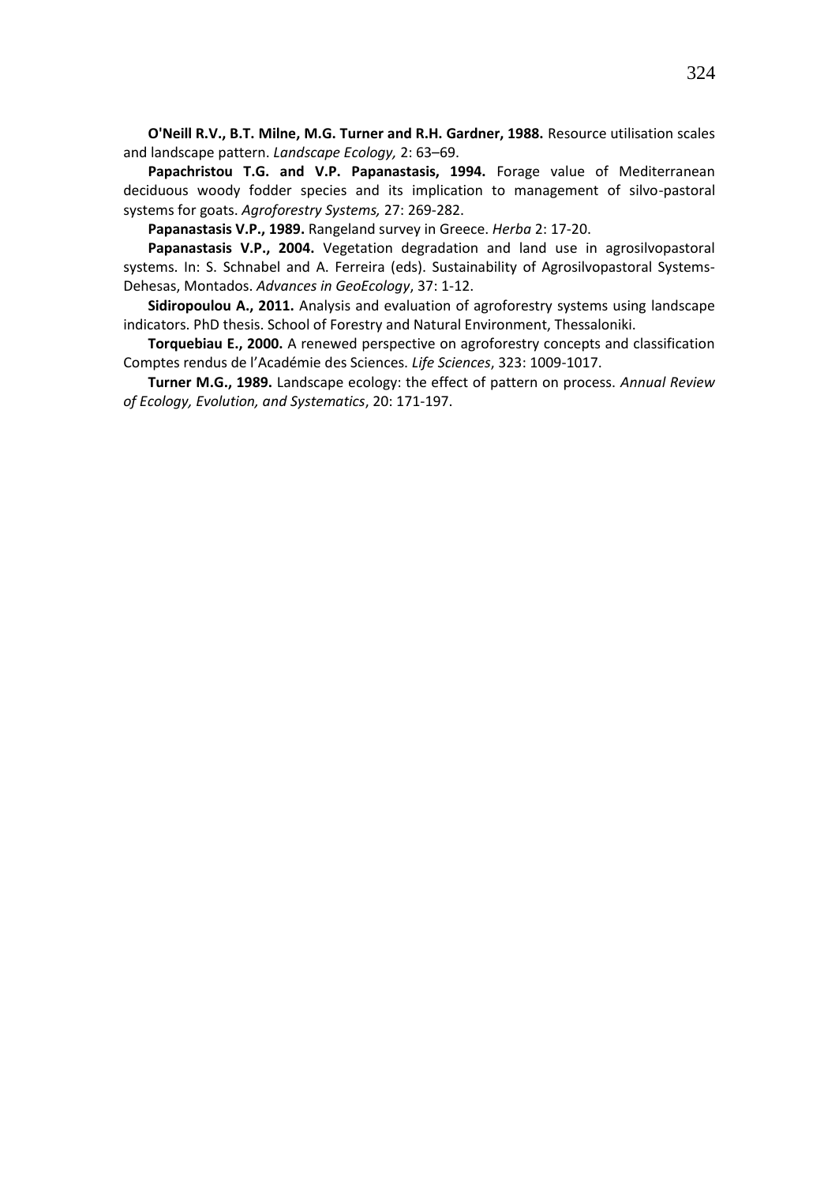**O'Neill R.V., B.T. Milne, M.G. Turner and R.H. Gardner, 1988.** Resource utilisation scales and landscape pattern. *Landscape Ecology,* 2: 63–69.

**Papachristou T.G. and V.P. Papanastasis, 1994.** Forage value of Mediterranean deciduous woody fodder species and its implication to management of silvo-pastoral systems for goats. *Agroforestry Systems,* 27: 269-282.

**Papanastasis V.P., 1989.** Rangeland survey in Greece. *Herba* 2: 17-20.

**Papanastasis V.P., 2004.** Vegetation degradation and land use in agrosilvopastoral systems. In: S. Schnabel and A. Ferreira (eds). Sustainability of Agrosilvopastoral Systems-Dehesas, Montados. *Advances in GeoEcology*, 37: 1-12.

**Sidiropoulou A., 2011.** Analysis and evaluation of agroforestry systems using landscape indicators. PhD thesis. School of Forestry and Natural Environment, Thessaloniki.

**Torquebiau E., 2000.** A renewed perspective on agroforestry concepts and classification Comptes rendus de l'Académie des Sciences. *Life Sciences*, 323: 1009-1017.

**Turner M.G., 1989.** Landscape ecology: the effect of pattern on process. *Annual Review of Ecology, Evolution, and Systematics*, 20: 171-197.